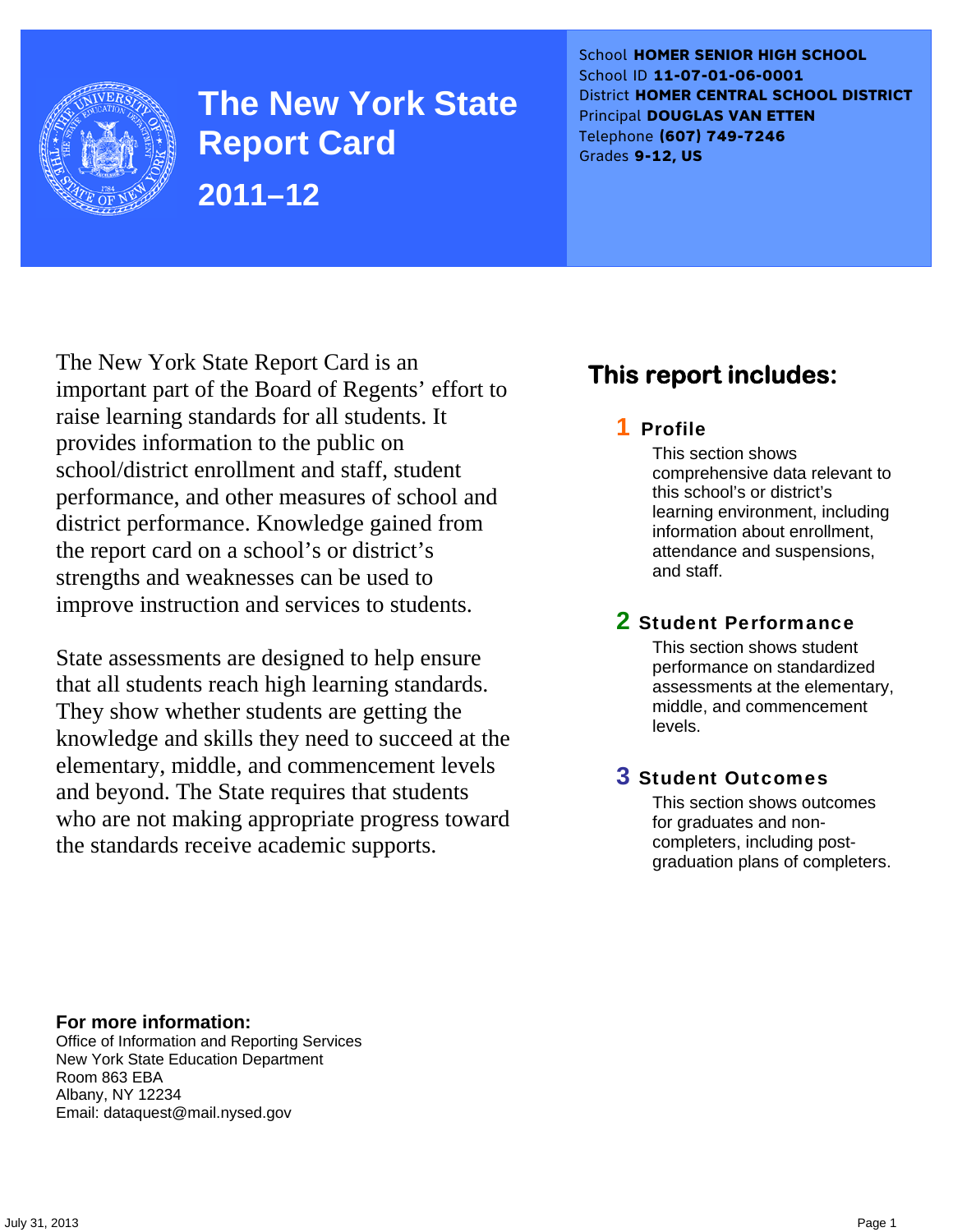# The New York State Report Card

## 2011–12

School **HOMER SENIOR HIGH SCHOOL**
School ID **11-07-01-06-0001**
District **HOMER CENTRAL SCHOOL DISTRICT**
Principal **DOUGLAS VAN ETTEN**
Telephone **(607) 749-7246**
Grades **9-12, US**

The New York State Report Card is an important part of the Board of Regents' effort to raise learning standards for all students. It provides information to the public on school/district enrollment and staff, student performance, and other measures of school and district performance. Knowledge gained from the report card on a school's or district's strengths and weaknesses can be used to improve instruction and services to students.

State assessments are designed to help ensure that all students reach high learning standards. They show whether students are getting the knowledge and skills they need to succeed at the elementary, middle, and commencement levels and beyond. The State requires that students who are not making appropriate progress toward the standards receive academic supports.

## This report includes:

**1 Profile**

This section shows comprehensive data relevant to this school's or district's learning environment, including information about enrollment, attendance and suspensions, and staff.

**2 Student Performance**

This section shows student performance on standardized assessments at the elementary, middle, and commencement levels.

**3 Student Outcomes**

This section shows outcomes for graduates and non-completers, including post-graduation plans of completers.

**For more information:**
Office of Information and Reporting Services
New York State Education Department
Room 863 EBA
Albany, NY 12234
Email: dataquest@mail.nysed.gov

July 31, 2013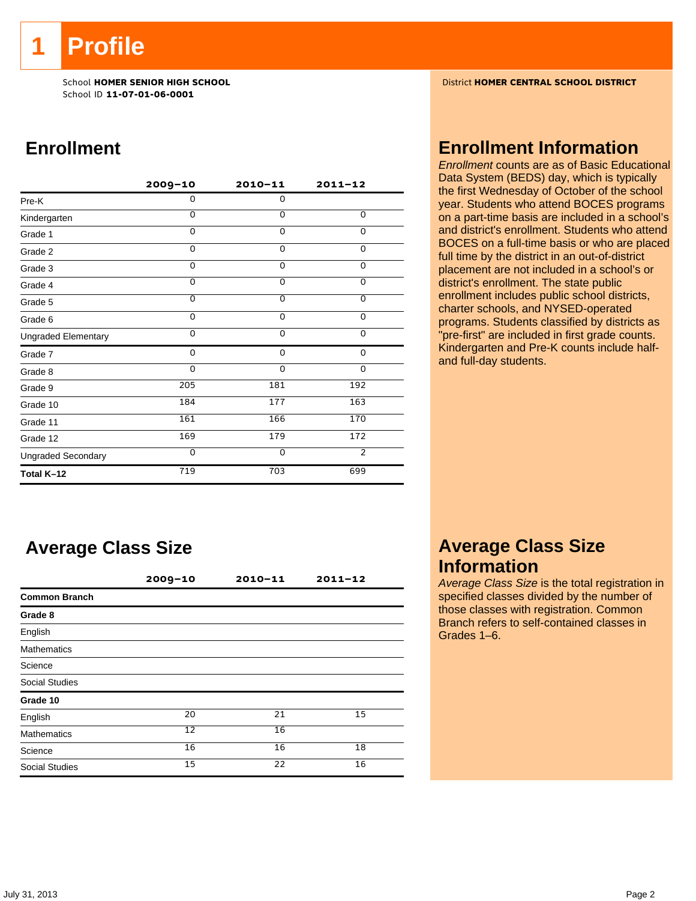# 1 Profile

School **HOMER SENIOR HIGH SCHOOL**
School ID **11-07-01-06-0001**

District **HOMER CENTRAL SCHOOL DISTRICT**

## Enrollment

| | 2009–10 | 2010–11 | 2011–12 |
|---|---|---|---|
| Pre-K | 0 | 0 | |
| Kindergarten | 0 | 0 | 0 |
| Grade 1 | 0 | 0 | 0 |
| Grade 2 | 0 | 0 | 0 |
| Grade 3 | 0 | 0 | 0 |
| Grade 4 | 0 | 0 | 0 |
| Grade 5 | 0 | 0 | 0 |
| Grade 6 | 0 | 0 | 0 |
| Ungraded Elementary | 0 | 0 | 0 |
| Grade 7 | 0 | 0 | 0 |
| Grade 8 | 0 | 0 | 0 |
| Grade 9 | 205 | 181 | 192 |
| Grade 10 | 184 | 177 | 163 |
| Grade 11 | 161 | 166 | 170 |
| Grade 12 | 169 | 179 | 172 |
| Ungraded Secondary | 0 | 0 | 2 |
| **Total K–12** | 719 | 703 | 699 |

## Enrollment Information

*Enrollment* counts are as of Basic Educational Data System (BEDS) day, which is typically the first Wednesday of October of the school year. Students who attend BOCES programs on a part-time basis are included in a school's and district's enrollment. Students who attend BOCES on a full-time basis or who are placed full time by the district in an out-of-district placement are not included in a school's or district's enrollment. The state public enrollment includes public school districts, charter schools, and NYSED-operated programs. Students classified by districts as "pre-first" are included in first grade counts. Kindergarten and Pre-K counts include half- and full-day students.

## Average Class Size

| | 2009–10 | 2010–11 | 2011–12 |
|---|---|---|---|
| **Common Branch** | | | |
| **Grade 8** | | | |
| English | | | |
| Mathematics | | | |
| Science | | | |
| Social Studies | | | |
| **Grade 10** | | | |
| English | 20 | 21 | 15 |
| Mathematics | 12 | 16 | |
| Science | 16 | 16 | 18 |
| Social Studies | 15 | 22 | 16 |

## Average Class Size Information

*Average Class Size* is the total registration in specified classes divided by the number of those classes with registration. Common Branch refers to self-contained classes in Grades 1–6.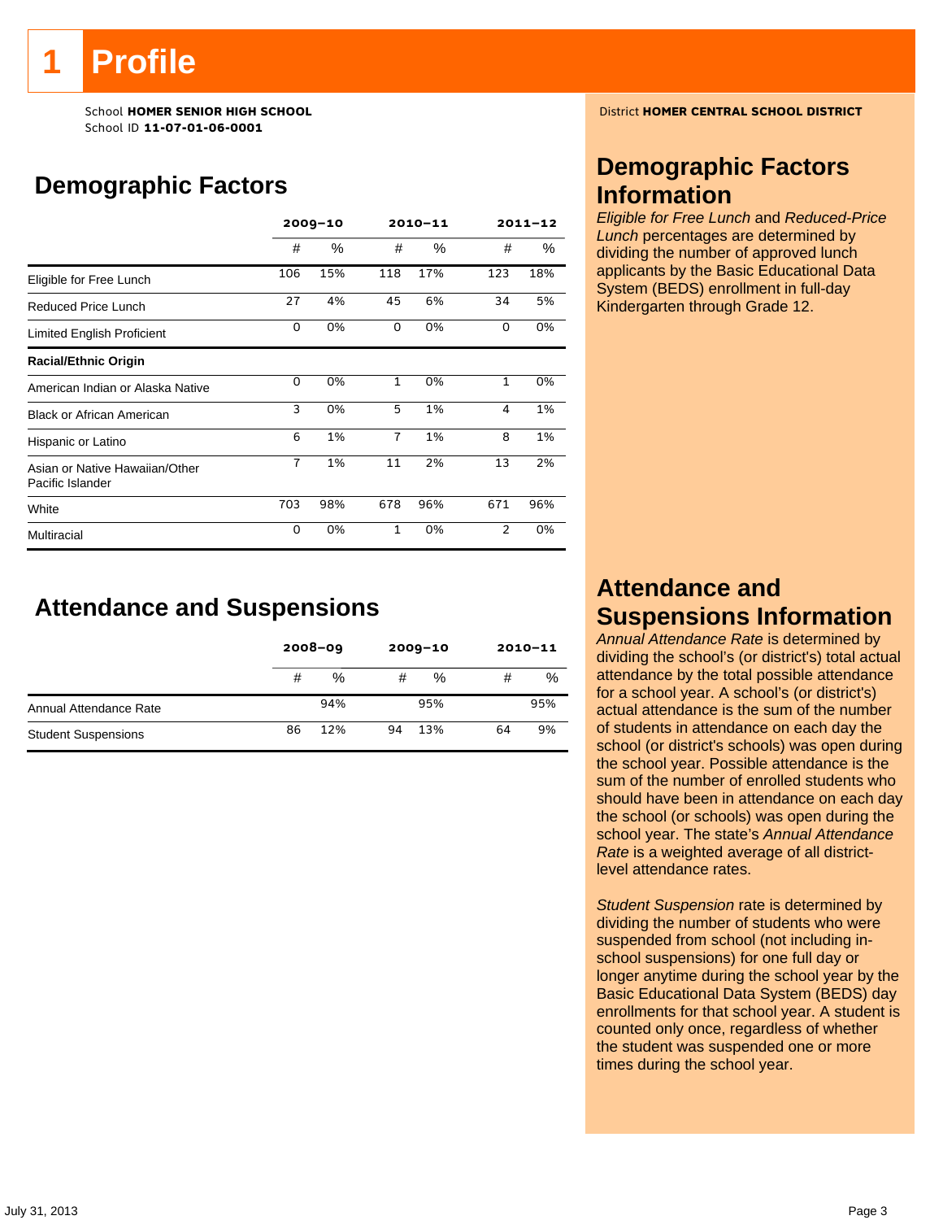# 1 Profile

School **HOMER SENIOR HIGH SCHOOL**
School ID **11-07-01-06-0001**

District **HOMER CENTRAL SCHOOL DISTRICT**

## Demographic Factors

| | 2009–10 | | 2010–11 | | 2011–12 | |
|---|---|---|---|---|---|---|
| | # | % | # | % | # | % |
| Eligible for Free Lunch | 106 | 15% | 118 | 17% | 123 | 18% |
| Reduced Price Lunch | 27 | 4% | 45 | 6% | 34 | 5% |
| Limited English Proficient | 0 | 0% | 0 | 0% | 0 | 0% |
| **Racial/Ethnic Origin** | | | | | | |
| American Indian or Alaska Native | 0 | 0% | 1 | 0% | 1 | 0% |
| Black or African American | 3 | 0% | 5 | 1% | 4 | 1% |
| Hispanic or Latino | 6 | 1% | 7 | 1% | 8 | 1% |
| Asian or Native Hawaiian/Other Pacific Islander | 7 | 1% | 11 | 2% | 13 | 2% |
| White | 703 | 98% | 678 | 96% | 671 | 96% |
| Multiracial | 0 | 0% | 1 | 0% | 2 | 0% |

## Attendance and Suspensions

| | 2008–09 | | 2009–10 | | 2010–11 | |
|---|---|---|---|---|---|---|
| | # | % | # | % | # | % |
| Annual Attendance Rate | | 94% | | 95% | | 95% |
| Student Suspensions | 86 | 12% | 94 | 13% | 64 | 9% |

## Demographic Factors Information

*Eligible for Free Lunch* and *Reduced-Price Lunch* percentages are determined by dividing the number of approved lunch applicants by the Basic Educational Data System (BEDS) enrollment in full-day Kindergarten through Grade 12.

## Attendance and Suspensions Information

*Annual Attendance Rate* is determined by dividing the school's (or district's) total actual attendance by the total possible attendance for a school year. A school's (or district's) actual attendance is the sum of the number of students in attendance on each day the school (or district's schools) was open during the school year. Possible attendance is the sum of the number of enrolled students who should have been in attendance on each day the school (or schools) was open during the school year. The state's *Annual Attendance Rate* is a weighted average of all district-level attendance rates.

*Student Suspension* rate is determined by dividing the number of students who were suspended from school (not including in-school suspensions) for one full day or longer anytime during the school year by the Basic Educational Data System (BEDS) day enrollments for that school year. A student is counted only once, regardless of whether the student was suspended one or more times during the school year.

July 31, 2013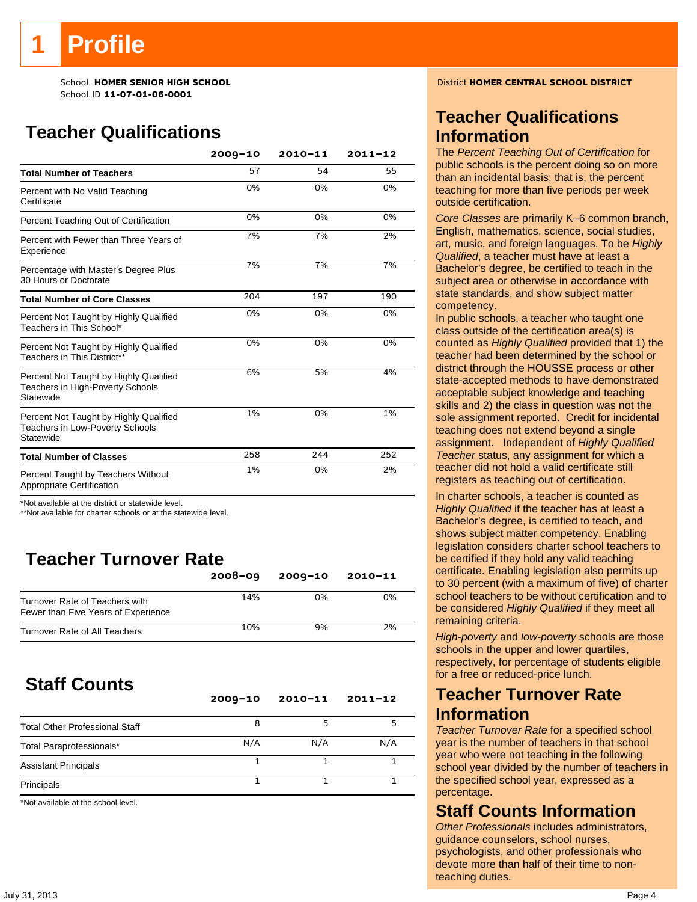# 1 Profile

School **HOMER SENIOR HIGH SCHOOL**
School ID **11-07-01-06-0001**

District **HOMER CENTRAL SCHOOL DISTRICT**

## Teacher Qualifications

| | 2009–10 | 2010–11 | 2011–12 |
|---|---|---|---|
| **Total Number of Teachers** | 57 | 54 | 55 |
| Percent with No Valid Teaching Certificate | 0% | 0% | 0% |
| Percent Teaching Out of Certification | 0% | 0% | 0% |
| Percent with Fewer than Three Years of Experience | 7% | 7% | 2% |
| Percentage with Master's Degree Plus 30 Hours or Doctorate | 7% | 7% | 7% |
| **Total Number of Core Classes** | 204 | 197 | 190 |
| Percent Not Taught by Highly Qualified Teachers in This School* | 0% | 0% | 0% |
| Percent Not Taught by Highly Qualified Teachers in This District** | 0% | 0% | 0% |
| Percent Not Taught by Highly Qualified Teachers in High-Poverty Schools Statewide | 6% | 5% | 4% |
| Percent Not Taught by Highly Qualified Teachers in Low-Poverty Schools Statewide | 1% | 0% | 1% |
| **Total Number of Classes** | 258 | 244 | 252 |
| Percent Taught by Teachers Without Appropriate Certification | 1% | 0% | 2% |

*Not available at the district or statewide level.
**Not available for charter schools or at the statewide level.

## Teacher Turnover Rate

| | 2008–09 | 2009–10 | 2010–11 |
|---|---|---|---|
| Turnover Rate of Teachers with Fewer than Five Years of Experience | 14% | 0% | 0% |
| Turnover Rate of All Teachers | 10% | 9% | 2% |

## Staff Counts

| | 2009–10 | 2010–11 | 2011–12 |
|---|---|---|---|
| Total Other Professional Staff | 8 | 5 | 5 |
| Total Paraprofessionals* | N/A | N/A | N/A |
| Assistant Principals | 1 | 1 | 1 |
| Principals | 1 | 1 | 1 |

*Not available at the school level.

## Teacher Qualifications Information

The *Percent Teaching Out of Certification* for public schools is the percent doing so on more than an incidental basis; that is, the percent teaching for more than five periods per week outside certification.

*Core Classes* are primarily K–6 common branch, English, mathematics, science, social studies, art, music, and foreign languages. To be *Highly Qualified*, a teacher must have at least a Bachelor's degree, be certified to teach in the subject area or otherwise in accordance with state standards, and show subject matter competency.

In public schools, a teacher who taught one class outside of the certification area(s) is counted as *Highly Qualified* provided that 1) the teacher had been determined by the school or district through the HOUSSE process or other state-accepted methods to have demonstrated acceptable subject knowledge and teaching skills and 2) the class in question was not the sole assignment reported. Credit for incidental teaching does not extend beyond a single assignment. Independent of *Highly Qualified Teacher* status, any assignment for which a teacher did not hold a valid certificate still registers as teaching out of certification.

In charter schools, a teacher is counted as *Highly Qualified* if the teacher has at least a Bachelor's degree, is certified to teach, and shows subject matter competency. Enabling legislation considers charter school teachers to be certified if they hold any valid teaching certificate. Enabling legislation also permits up to 30 percent (with a maximum of five) of charter school teachers to be without certification and to be considered *Highly Qualified* if they meet all remaining criteria.

*High-poverty* and *low-poverty* schools are those schools in the upper and lower quartiles, respectively, for percentage of students eligible for a free or reduced-price lunch.

## Teacher Turnover Rate Information

*Teacher Turnover Rate* for a specified school year is the number of teachers in that school year who were not teaching in the following school year divided by the number of teachers in the specified school year, expressed as a percentage.

## Staff Counts Information

*Other Professionals* includes administrators, guidance counselors, school nurses, psychologists, and other professionals who devote more than half of their time to non-teaching duties.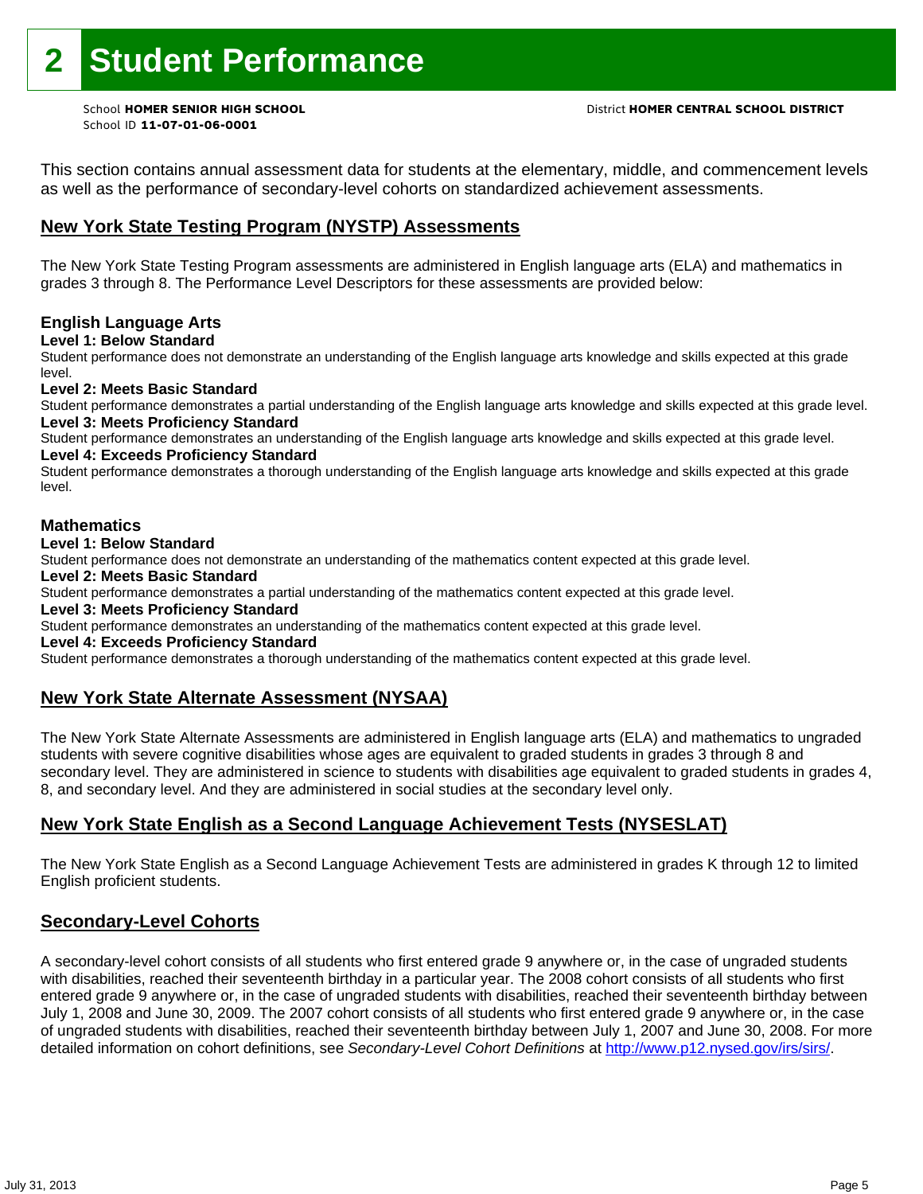# 2 Student Performance

School **HOMER SENIOR HIGH SCHOOL**
School ID **11-07-01-06-0001**

District **HOMER CENTRAL SCHOOL DISTRICT**

This section contains annual assessment data for students at the elementary, middle, and commencement levels as well as the performance of secondary-level cohorts on standardized achievement assessments.

## New York State Testing Program (NYSTP) Assessments

The New York State Testing Program assessments are administered in English language arts (ELA) and mathematics in grades 3 through 8. The Performance Level Descriptors for these assessments are provided below:

### English Language Arts

**Level 1: Below Standard**
Student performance does not demonstrate an understanding of the English language arts knowledge and skills expected at this grade level.

**Level 2: Meets Basic Standard**
Student performance demonstrates a partial understanding of the English language arts knowledge and skills expected at this grade level.

**Level 3: Meets Proficiency Standard**
Student performance demonstrates an understanding of the English language arts knowledge and skills expected at this grade level.

**Level 4: Exceeds Proficiency Standard**
Student performance demonstrates a thorough understanding of the English language arts knowledge and skills expected at this grade level.

### Mathematics

**Level 1: Below Standard**
Student performance does not demonstrate an understanding of the mathematics content expected at this grade level.

**Level 2: Meets Basic Standard**
Student performance demonstrates a partial understanding of the mathematics content expected at this grade level.

**Level 3: Meets Proficiency Standard**
Student performance demonstrates an understanding of the mathematics content expected at this grade level.

**Level 4: Exceeds Proficiency Standard**
Student performance demonstrates a thorough understanding of the mathematics content expected at this grade level.

## New York State Alternate Assessment (NYSAA)

The New York State Alternate Assessments are administered in English language arts (ELA) and mathematics to ungraded students with severe cognitive disabilities whose ages are equivalent to graded students in grades 3 through 8 and secondary level. They are administered in science to students with disabilities age equivalent to graded students in grades 4, 8, and secondary level. And they are administered in social studies at the secondary level only.

## New York State English as a Second Language Achievement Tests (NYSESLAT)

The New York State English as a Second Language Achievement Tests are administered in grades K through 12 to limited English proficient students.

## Secondary-Level Cohorts

A secondary-level cohort consists of all students who first entered grade 9 anywhere or, in the case of ungraded students with disabilities, reached their seventeenth birthday in a particular year. The 2008 cohort consists of all students who first entered grade 9 anywhere or, in the case of ungraded students with disabilities, reached their seventeenth birthday between July 1, 2008 and June 30, 2009. The 2007 cohort consists of all students who first entered grade 9 anywhere or, in the case of ungraded students with disabilities, reached their seventeenth birthday between July 1, 2007 and June 30, 2008. For more detailed information on cohort definitions, see *Secondary-Level Cohort Definitions* at http://www.p12.nysed.gov/irs/sirs/.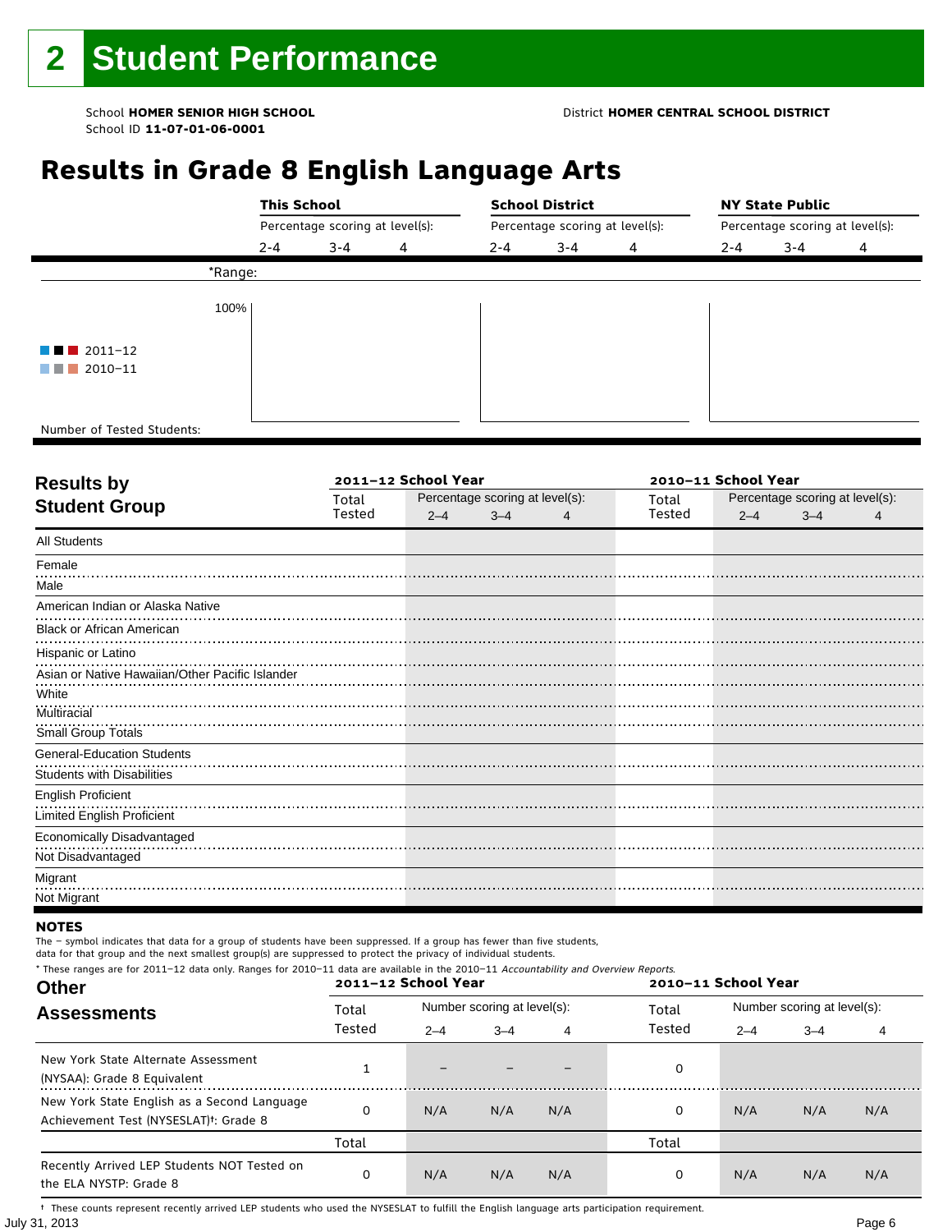# 2 Student Performance

School **HOMER SENIOR HIGH SCHOOL**
School ID **11-07-01-06-0001**

District **HOMER CENTRAL SCHOOL DISTRICT**

## Results in Grade 8 English Language Arts

| | This School | | | School District | | | NY State Public | | |
|---|---|---|---|---|---|---|---|---|---|
| | Percentage scoring at level(s): | | | Percentage scoring at level(s): | | | Percentage scoring at level(s): | | |
| | 2-4 | 3-4 | 4 | 2-4 | 3-4 | 4 | 2-4 | 3-4 | 4 |
| *Range: | | | | | | | | | |
| Number of Tested Students: | | | | | | | | | |

100%

2011–12
2010–11

| Results by Student Group | 2011–12 School Year | | | | 2010–11 School Year | | | |
|---|---|---|---|---|---|---|---|---|
| | Total Tested | Percentage scoring at level(s): | | | Total Tested | Percentage scoring at level(s): | | |
| | | 2–4 | 3–4 | 4 | | 2–4 | 3–4 | 4 |
| All Students | | | | | | | | |
| Female | | | | | | | | |
| Male | | | | | | | | |
| American Indian or Alaska Native | | | | | | | | |
| Black or African American | | | | | | | | |
| Hispanic or Latino | | | | | | | | |
| Asian or Native Hawaiian/Other Pacific Islander | | | | | | | | |
| White | | | | | | | | |
| Multiracial | | | | | | | | |
| Small Group Totals | | | | | | | | |
| General-Education Students | | | | | | | | |
| Students with Disabilities | | | | | | | | |
| English Proficient | | | | | | | | |
| Limited English Proficient | | | | | | | | |
| Economically Disadvantaged | | | | | | | | |
| Not Disadvantaged | | | | | | | | |
| Migrant | | | | | | | | |
| Not Migrant | | | | | | | | |

**NOTES**

The – symbol indicates that data for a group of students have been suppressed. If a group has fewer than five students, data for that group and the next smallest group(s) are suppressed to protect the privacy of individual students.

\* These ranges are for 2011–12 data only. Ranges for 2010–11 data are available in the 2010–11 *Accountability and Overview Reports*.

| Other Assessments | 2011–12 School Year | | | | 2010–11 School Year | | | |
|---|---|---|---|---|---|---|---|---|
| | Total Tested | Number scoring at level(s): | | | Total Tested | Number scoring at level(s): | | |
| | | 2–4 | 3–4 | 4 | | 2–4 | 3–4 | 4 |
| New York State Alternate Assessment (NYSAA): Grade 8 Equivalent | 1 | – | – | – | 0 | | | |
| New York State English as a Second Language Achievement Test (NYSESLAT)†: Grade 8 | 0 | N/A | N/A | N/A | 0 | N/A | N/A | N/A |
| | Total | | | | Total | | | |
| Recently Arrived LEP Students NOT Tested on the ELA NYSTP: Grade 8 | 0 | N/A | N/A | N/A | 0 | N/A | N/A | N/A |

† These counts represent recently arrived LEP students who used the NYSESLAT to fulfill the English language arts participation requirement.

July 31, 2013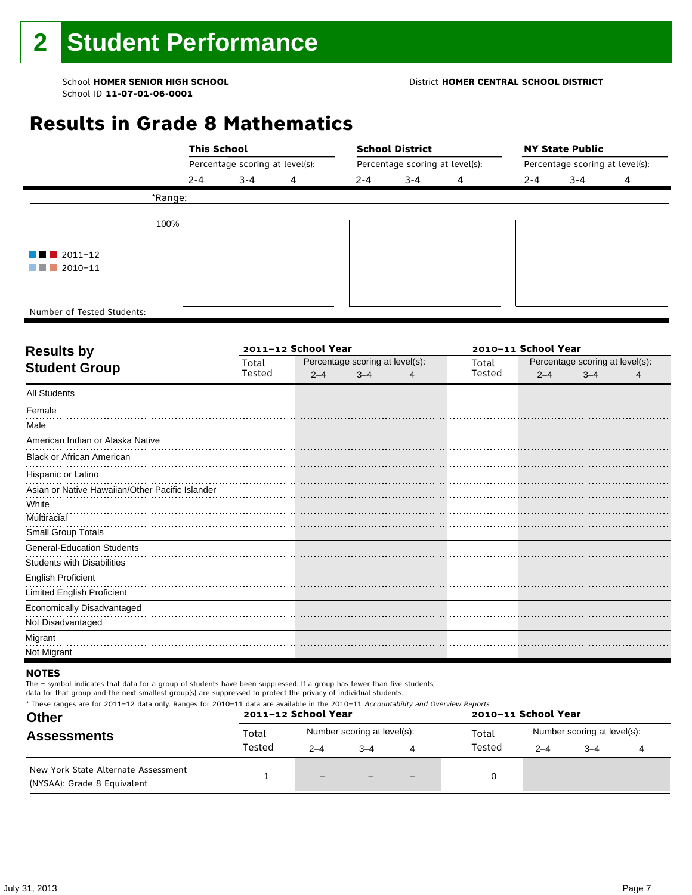# 2 Student Performance

School **HOMER SENIOR HIGH SCHOOL**
School ID **11-07-01-06-0001**

District **HOMER CENTRAL SCHOOL DISTRICT**

## Results in Grade 8 Mathematics

| | This School | | | School District | | | NY State Public | | |
|---|---|---|---|---|---|---|---|---|---|
| | Percentage scoring at level(s): | | | Percentage scoring at level(s): | | | Percentage scoring at level(s): | | |
| | 2-4 | 3-4 | 4 | 2-4 | 3-4 | 4 | 2-4 | 3-4 | 4 |
| *Range: | | | | | | | | | |
| Number of Tested Students: | | | | | | | | | |

■■■ 2011–12
■■■ 2010–11

100%

## Results by Student Group

| Results by Student Group | 2011–12 School Year | | | | 2010–11 School Year | | | |
|---|---|---|---|---|---|---|---|---|
| | Total Tested | Percentage scoring at level(s): 2–4 | 3–4 | 4 | Total Tested | Percentage scoring at level(s): 2–4 | 3–4 | 4 |
| All Students | | | | | | | | |
| Female | | | | | | | | |
| Male | | | | | | | | |
| American Indian or Alaska Native | | | | | | | | |
| Black or African American | | | | | | | | |
| Hispanic or Latino | | | | | | | | |
| Asian or Native Hawaiian/Other Pacific Islander | | | | | | | | |
| White | | | | | | | | |
| Multiracial | | | | | | | | |
| Small Group Totals | | | | | | | | |
| General-Education Students | | | | | | | | |
| Students with Disabilities | | | | | | | | |
| English Proficient | | | | | | | | |
| Limited English Proficient | | | | | | | | |
| Economically Disadvantaged | | | | | | | | |
| Not Disadvantaged | | | | | | | | |
| Migrant | | | | | | | | |
| Not Migrant | | | | | | | | |

**NOTES**

The – symbol indicates that data for a group of students have been suppressed. If a group has fewer than five students, data for that group and the next smallest group(s) are suppressed to protect the privacy of individual students.

* These ranges are for 2011–12 data only. Ranges for 2010–11 data are available in the 2010–11 *Accountability and Overview Reports*.

## Other Assessments

| Other Assessments | 2011–12 School Year | | | | 2010–11 School Year | | | |
|---|---|---|---|---|---|---|---|---|
| | Total Tested | Number scoring at level(s): 2–4 | 3–4 | 4 | Total Tested | Number scoring at level(s): 2–4 | 3–4 | 4 |
| New York State Alternate Assessment (NYSAA): Grade 8 Equivalent | 1 | – | – | – | 0 | | | |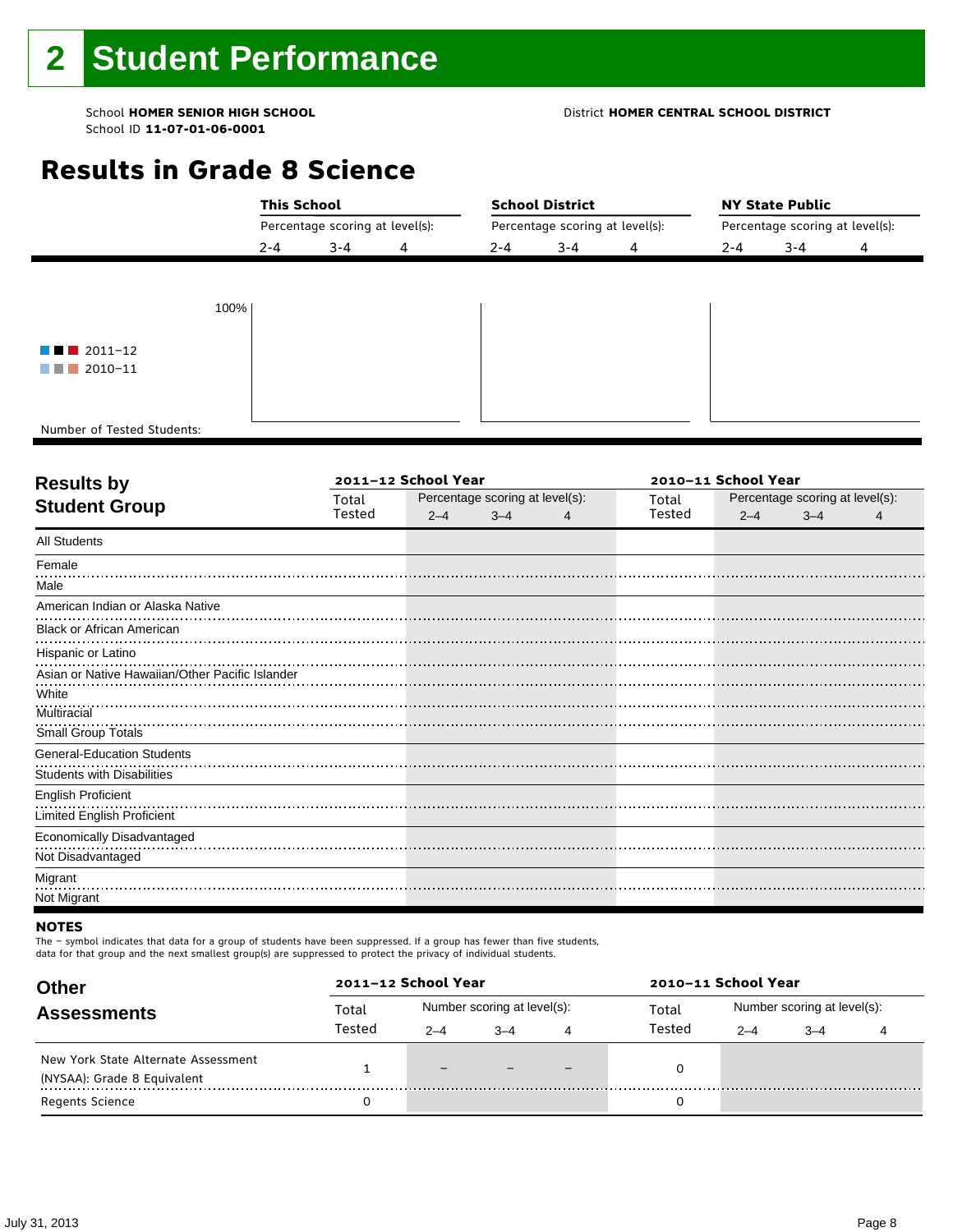# 2 Student Performance

School **HOMER SENIOR HIGH SCHOOL**
School ID **11-07-01-06-0001**

District **HOMER CENTRAL SCHOOL DISTRICT**

## Results in Grade 8 Science

| | This School | | | School District | | | NY State Public | | |
|---|---|---|---|---|---|---|---|---|---|
| | Percentage scoring at level(s): | | | Percentage scoring at level(s): | | | Percentage scoring at level(s): | | |
| | 2-4 | 3-4 | 4 | 2-4 | 3-4 | 4 | 2-4 | 3-4 | 4 |

100%

2011–12
2010–11

Number of Tested Students:

| Results by Student Group | 2011–12 School Year | | | | 2010–11 School Year | | | |
|---|---|---|---|---|---|---|---|---|
| | Total Tested | Percentage scoring at level(s): 2–4 | 3–4 | 4 | Total Tested | Percentage scoring at level(s): 2–4 | 3–4 | 4 |
| All Students | | | | | | | | |
| Female | | | | | | | | |
| Male | | | | | | | | |
| American Indian or Alaska Native | | | | | | | | |
| Black or African American | | | | | | | | |
| Hispanic or Latino | | | | | | | | |
| Asian or Native Hawaiian/Other Pacific Islander | | | | | | | | |
| White | | | | | | | | |
| Multiracial | | | | | | | | |
| Small Group Totals | | | | | | | | |
| General-Education Students | | | | | | | | |
| Students with Disabilities | | | | | | | | |
| English Proficient | | | | | | | | |
| Limited English Proficient | | | | | | | | |
| Economically Disadvantaged | | | | | | | | |
| Not Disadvantaged | | | | | | | | |
| Migrant | | | | | | | | |
| Not Migrant | | | | | | | | |

**NOTES**

The − symbol indicates that data for a group of students have been suppressed. If a group has fewer than five students, data for that group and the next smallest group(s) are suppressed to protect the privacy of individual students.

| Other Assessments | 2011–12 School Year | | | | 2010–11 School Year | | | |
|---|---|---|---|---|---|---|---|---|
| | Total Tested | Number scoring at level(s): 2–4 | 3–4 | 4 | Total Tested | Number scoring at level(s): 2–4 | 3–4 | 4 |
| New York State Alternate Assessment (NYSAA): Grade 8 Equivalent | 1 | – | – | – | 0 | | | |
| Regents Science | 0 | | | | 0 | | | |

July 31, 2013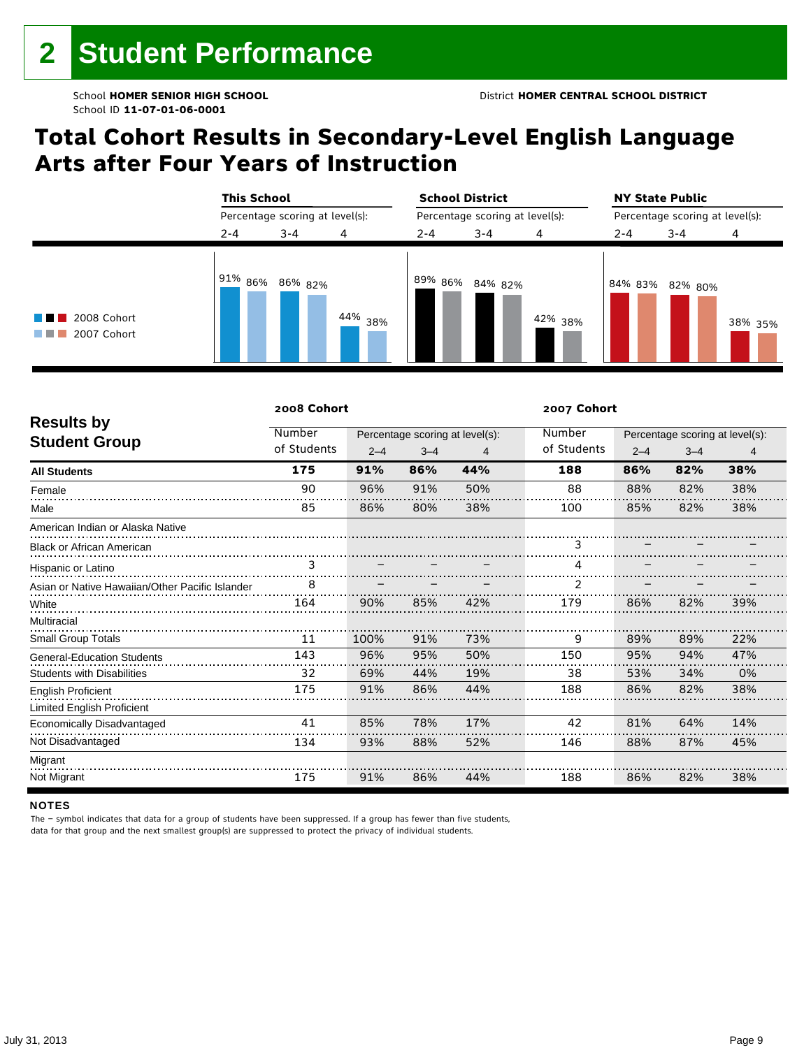## 2 Student Performance

School **HOMER SENIOR HIGH SCHOOL**
School ID **11-07-01-06-0001**

District **HOMER CENTRAL SCHOOL DISTRICT**

# Total Cohort Results in Secondary-Level English Language Arts after Four Years of Instruction

| | This School | | | School District | | | NY State Public | | |
|---|---|---|---|---|---|---|---|---|---|
| Percentage scoring at level(s): | 2-4 | 3-4 | 4 | 2-4 | 3-4 | 4 | 2-4 | 3-4 | 4 |
| 2008 Cohort | 91% | 86% | 44% | 89% | 84% | 42% | 84% | 82% | 38% |
| 2007 Cohort | 86% | 82% | 38% | 86% | 82% | 38% | 83% | 80% | 35% |

| Results by Student Group | 2008 Cohort Number of Students | 2008 Cohort 2–4 | 2008 Cohort 3–4 | 2008 Cohort 4 | 2007 Cohort Number of Students | 2007 Cohort 2–4 | 2007 Cohort 3–4 | 2007 Cohort 4 |
|---|---|---|---|---|---|---|---|---|
| **All Students** | **175** | **91%** | **86%** | **44%** | **188** | **86%** | **82%** | **38%** |
| Female | 90 | 96% | 91% | 50% | 88 | 88% | 82% | 38% |
| Male | 85 | 86% | 80% | 38% | 100 | 85% | 82% | 38% |
| American Indian or Alaska Native | | | | | | | | |
| Black or African American | | | | | 3 | – | – | – |
| Hispanic or Latino | 3 | – | – | – | 4 | – | – | – |
| Asian or Native Hawaiian/Other Pacific Islander | 8 | – | – | – | 2 | – | – | – |
| White | 164 | 90% | 85% | 42% | 179 | 86% | 82% | 39% |
| Multiracial | | | | | | | | |
| Small Group Totals | 11 | 100% | 91% | 73% | 9 | 89% | 89% | 22% |
| General-Education Students | 143 | 96% | 95% | 50% | 150 | 95% | 94% | 47% |
| Students with Disabilities | 32 | 69% | 44% | 19% | 38 | 53% | 34% | 0% |
| English Proficient | 175 | 91% | 86% | 44% | 188 | 86% | 82% | 38% |
| Limited English Proficient | | | | | | | | |
| Economically Disadvantaged | 41 | 85% | 78% | 17% | 42 | 81% | 64% | 14% |
| Not Disadvantaged | 134 | 93% | 88% | 52% | 146 | 88% | 87% | 45% |
| Migrant | | | | | | | | |
| Not Migrant | 175 | 91% | 86% | 44% | 188 | 86% | 82% | 38% |

**NOTES**

The – symbol indicates that data for a group of students have been suppressed. If a group has fewer than five students, data for that group and the next smallest group(s) are suppressed to protect the privacy of individual students.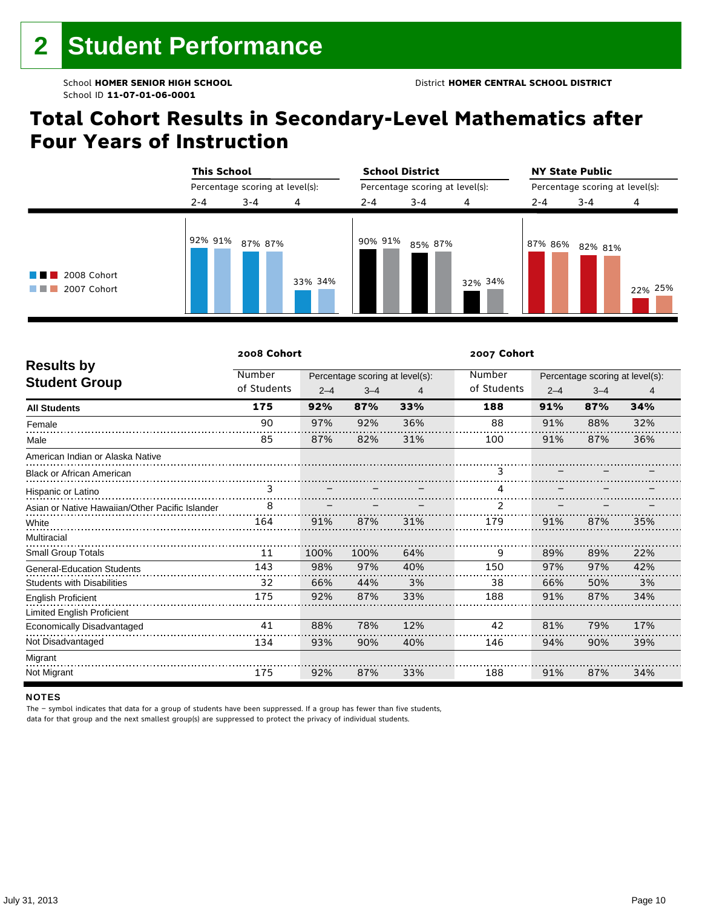# 2 Student Performance

School **HOMER SENIOR HIGH SCHOOL**
School ID **11-07-01-06-0001**

District **HOMER CENTRAL SCHOOL DISTRICT**

## Total Cohort Results in Secondary-Level Mathematics after Four Years of Instruction

| | This School | | | School District | | | NY State Public | | |
|---|---|---|---|---|---|---|---|---|---|
| Percentage scoring at level(s): | 2-4 | 3-4 | 4 | 2-4 | 3-4 | 4 | 2-4 | 3-4 | 4 |
| 2008 Cohort | 92% | 87% | 33% | 90% | 85% | 32% | 87% | 82% | 22% |
| 2007 Cohort | 91% | 87% | 34% | 91% | 87% | 34% | 86% | 81% | 25% |

| Results by Student Group | 2008 Cohort Number of Students | 2008 Cohort % at 2–4 | 2008 Cohort % at 3–4 | 2008 Cohort % at 4 | 2007 Cohort Number of Students | 2007 Cohort % at 2–4 | 2007 Cohort % at 3–4 | 2007 Cohort % at 4 |
|---|---|---|---|---|---|---|---|---|
| **All Students** | **175** | **92%** | **87%** | **33%** | **188** | **91%** | **87%** | **34%** |
| Female | 90 | 97% | 92% | 36% | 88 | 91% | 88% | 32% |
| Male | 85 | 87% | 82% | 31% | 100 | 91% | 87% | 36% |
| American Indian or Alaska Native | | | | | | | | |
| Black or African American | | | | | 3 | – | – | – |
| Hispanic or Latino | 3 | – | – | – | 4 | – | – | – |
| Asian or Native Hawaiian/Other Pacific Islander | 8 | – | – | – | 2 | – | – | – |
| White | 164 | 91% | 87% | 31% | 179 | 91% | 87% | 35% |
| Multiracial | | | | | | | | |
| Small Group Totals | 11 | 100% | 100% | 64% | 9 | 89% | 89% | 22% |
| General-Education Students | 143 | 98% | 97% | 40% | 150 | 97% | 97% | 42% |
| Students with Disabilities | 32 | 66% | 44% | 3% | 38 | 66% | 50% | 3% |
| English Proficient | 175 | 92% | 87% | 33% | 188 | 91% | 87% | 34% |
| Limited English Proficient | | | | | | | | |
| Economically Disadvantaged | 41 | 88% | 78% | 12% | 42 | 81% | 79% | 17% |
| Not Disadvantaged | 134 | 93% | 90% | 40% | 146 | 94% | 90% | 39% |
| Migrant | | | | | | | | |
| Not Migrant | 175 | 92% | 87% | 33% | 188 | 91% | 87% | 34% |

**NOTES**

The – symbol indicates that data for a group of students have been suppressed. If a group has fewer than five students, data for that group and the next smallest group(s) are suppressed to protect the privacy of individual students.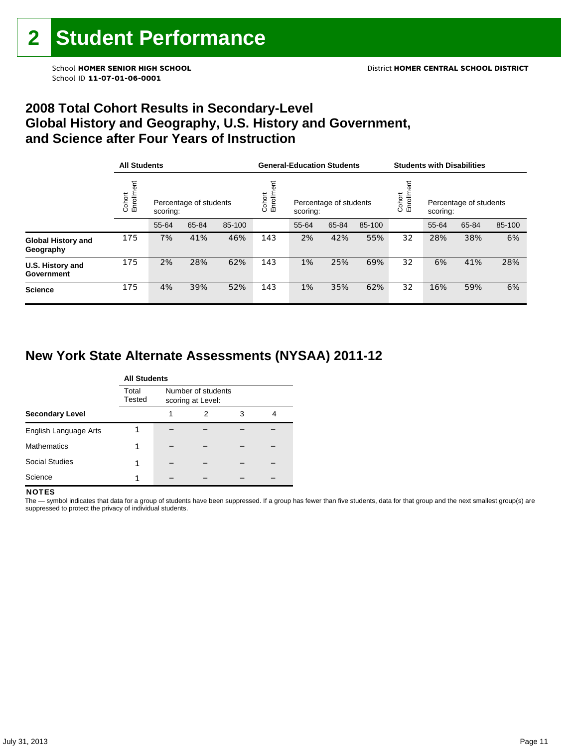# 2 Student Performance

School **HOMER SENIOR HIGH SCHOOL**
School ID **11-07-01-06-0001**

District **HOMER CENTRAL SCHOOL DISTRICT**

## 2008 Total Cohort Results in Secondary-Level Global History and Geography, U.S. History and Government, and Science after Four Years of Instruction

| | All Students | | | | General-Education Students | | | | Students with Disabilities | | | |
|---|---|---|---|---|---|---|---|---|---|---|---|---|
| | Cohort Enrollment | Percentage of students scoring: | | | Cohort Enrollment | Percentage of students scoring: | | | Cohort Enrollment | Percentage of students scoring: | | |
| | | 55-64 | 65-84 | 85-100 | | 55-64 | 65-84 | 85-100 | | 55-64 | 65-84 | 85-100 |
| **Global History and Geography** | 175 | 7% | 41% | 46% | 143 | 2% | 42% | 55% | 32 | 28% | 38% | 6% |
| **U.S. History and Government** | 175 | 2% | 28% | 62% | 143 | 1% | 25% | 69% | 32 | 6% | 41% | 28% |
| **Science** | 175 | 4% | 39% | 52% | 143 | 1% | 35% | 62% | 32 | 16% | 59% | 6% |

## New York State Alternate Assessments (NYSAA) 2011-12

| | All Students | | | | |
|---|---|---|---|---|---|
| | Total Tested | Number of students scoring at Level: | | | |
| **Secondary Level** | | 1 | 2 | 3 | 4 |
| English Language Arts | 1 | – | – | – | – |
| Mathematics | 1 | – | – | – | – |
| Social Studies | 1 | – | – | – | – |
| Science | 1 | – | – | – | – |

**NOTES**

The — symbol indicates that data for a group of students have been suppressed. If a group has fewer than five students, data for that group and the next smallest group(s) are suppressed to protect the privacy of individual students.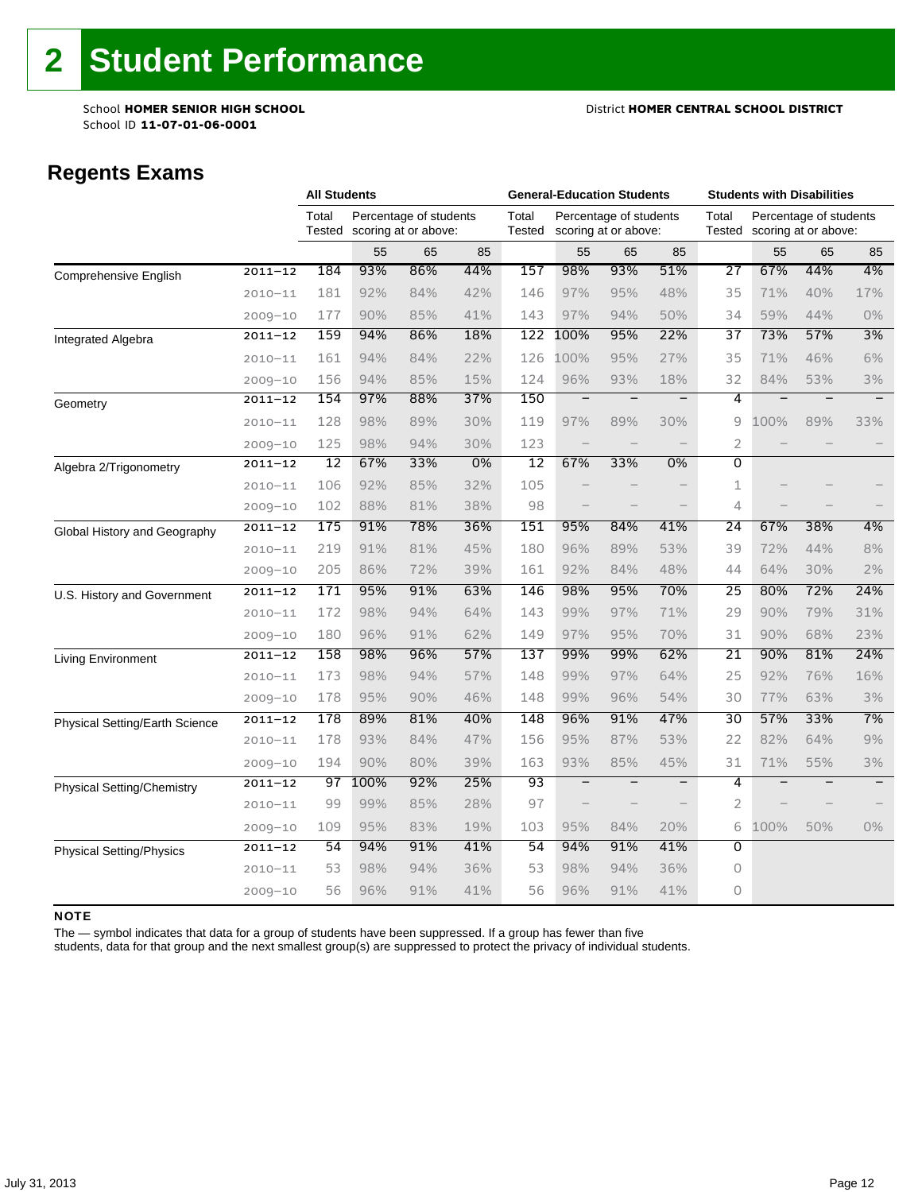# 2 Student Performance

School **HOMER SENIOR HIGH SCHOOL**
School ID **11-07-01-06-0001**

District **HOMER CENTRAL SCHOOL DISTRICT**

## Regents Exams

| | | All Students | | | | General-Education Students | | | | Students with Disabilities | | | |
|---|---|---|---|---|---|---|---|---|---|---|---|---|---|
| | | Total Tested | Percentage of students scoring at or above: | | | Total Tested | Percentage of students scoring at or above: | | | Total Tested | Percentage of students scoring at or above: | | |
| | | | 55 | 65 | 85 | | 55 | 65 | 85 | | 55 | 65 | 85 |
| Comprehensive English | 2011–12 | 184 | 93% | 86% | 44% | 157 | 98% | 93% | 51% | 27 | 67% | 44% | 4% |
| | 2010–11 | 181 | 92% | 84% | 42% | 146 | 97% | 95% | 48% | 35 | 71% | 40% | 17% |
| | 2009–10 | 177 | 90% | 85% | 41% | 143 | 97% | 94% | 50% | 34 | 59% | 44% | 0% |
| Integrated Algebra | 2011–12 | 159 | 94% | 86% | 18% | 122 | 100% | 95% | 22% | 37 | 73% | 57% | 3% |
| | 2010–11 | 161 | 94% | 84% | 22% | 126 | 100% | 95% | 27% | 35 | 71% | 46% | 6% |
| | 2009–10 | 156 | 94% | 85% | 15% | 124 | 96% | 93% | 18% | 32 | 84% | 53% | 3% |
| Geometry | 2011–12 | 154 | 97% | 88% | 37% | 150 | – | – | – | 4 | – | – | – |
| | 2010–11 | 128 | 98% | 89% | 30% | 119 | 97% | 89% | 30% | 9 | 100% | 89% | 33% |
| | 2009–10 | 125 | 98% | 94% | 30% | 123 | – | – | – | 2 | – | – | – |
| Algebra 2/Trigonometry | 2011–12 | 12 | 67% | 33% | 0% | 12 | 67% | 33% | 0% | 0 | | | |
| | 2010–11 | 106 | 92% | 85% | 32% | 105 | – | – | – | 1 | – | – | – |
| | 2009–10 | 102 | 88% | 81% | 38% | 98 | – | – | – | 4 | – | – | – |
| Global History and Geography | 2011–12 | 175 | 91% | 78% | 36% | 151 | 95% | 84% | 41% | 24 | 67% | 38% | 4% |
| | 2010–11 | 219 | 91% | 81% | 45% | 180 | 96% | 89% | 53% | 39 | 72% | 44% | 8% |
| | 2009–10 | 205 | 86% | 72% | 39% | 161 | 92% | 84% | 48% | 44 | 64% | 30% | 2% |
| U.S. History and Government | 2011–12 | 171 | 95% | 91% | 63% | 146 | 98% | 95% | 70% | 25 | 80% | 72% | 24% |
| | 2010–11 | 172 | 98% | 94% | 64% | 143 | 99% | 97% | 71% | 29 | 90% | 79% | 31% |
| | 2009–10 | 180 | 96% | 91% | 62% | 149 | 97% | 95% | 70% | 31 | 90% | 68% | 23% |
| Living Environment | 2011–12 | 158 | 98% | 96% | 57% | 137 | 99% | 99% | 62% | 21 | 90% | 81% | 24% |
| | 2010–11 | 173 | 98% | 94% | 57% | 148 | 99% | 97% | 64% | 25 | 92% | 76% | 16% |
| | 2009–10 | 178 | 95% | 90% | 46% | 148 | 99% | 96% | 54% | 30 | 77% | 63% | 3% |
| Physical Setting/Earth Science | 2011–12 | 178 | 89% | 81% | 40% | 148 | 96% | 91% | 47% | 30 | 57% | 33% | 7% |
| | 2010–11 | 178 | 93% | 84% | 47% | 156 | 95% | 87% | 53% | 22 | 82% | 64% | 9% |
| | 2009–10 | 194 | 90% | 80% | 39% | 163 | 93% | 85% | 45% | 31 | 71% | 55% | 3% |
| Physical Setting/Chemistry | 2011–12 | 97 | 100% | 92% | 25% | 93 | – | – | – | 4 | – | – | – |
| | 2010–11 | 99 | 99% | 85% | 28% | 97 | – | – | – | 2 | – | – | – |
| | 2009–10 | 109 | 95% | 83% | 19% | 103 | 95% | 84% | 20% | 6 | 100% | 50% | 0% |
| Physical Setting/Physics | 2011–12 | 54 | 94% | 91% | 41% | 54 | 94% | 91% | 41% | 0 | | | |
| | 2010–11 | 53 | 98% | 94% | 36% | 53 | 98% | 94% | 36% | 0 | | | |
| | 2009–10 | 56 | 96% | 91% | 41% | 56 | 96% | 91% | 41% | 0 | | | |

**NOTE**

The — symbol indicates that data for a group of students have been suppressed. If a group has fewer than five students, data for that group and the next smallest group(s) are suppressed to protect the privacy of individual students.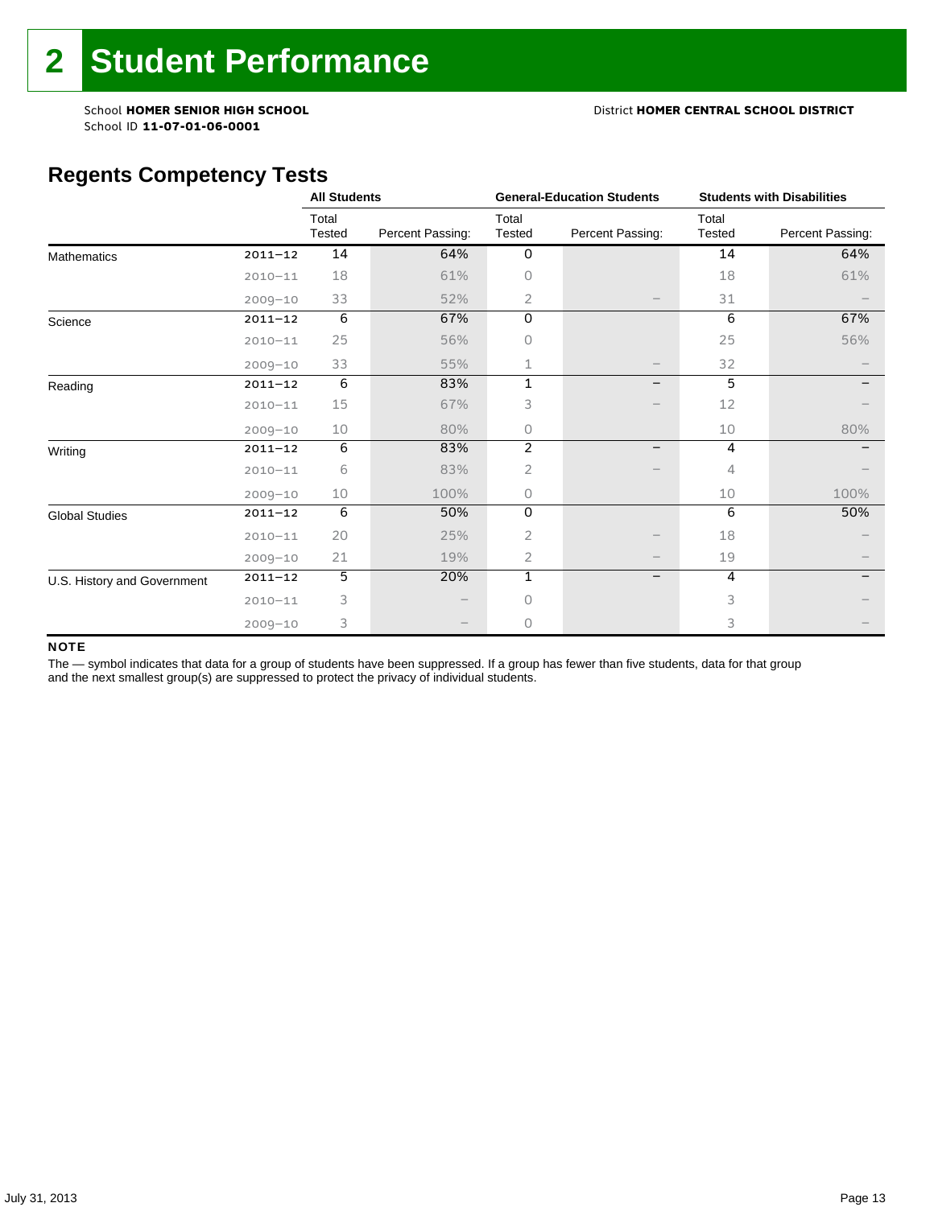# 2 Student Performance

School **HOMER SENIOR HIGH SCHOOL** District **HOMER CENTRAL SCHOOL DISTRICT**
School ID **11-07-01-06-0001**

## Regents Competency Tests

| | | All Students | | General-Education Students | | Students with Disabilities | |
|---|---|---|---|---|---|---|---|
| | | Total Tested | Percent Passing: | Total Tested | Percent Passing: | Total Tested | Percent Passing: |
| Mathematics | 2011–12 | 14 | 64% | 0 | | 14 | 64% |
| | 2010–11 | 18 | 61% | 0 | | 18 | 61% |
| | 2009–10 | 33 | 52% | 2 | – | 31 | – |
| Science | 2011–12 | 6 | 67% | 0 | | 6 | 67% |
| | 2010–11 | 25 | 56% | 0 | | 25 | 56% |
| | 2009–10 | 33 | 55% | 1 | – | 32 | – |
| Reading | 2011–12 | 6 | 83% | 1 | – | 5 | – |
| | 2010–11 | 15 | 67% | 3 | – | 12 | – |
| | 2009–10 | 10 | 80% | 0 | | 10 | 80% |
| Writing | 2011–12 | 6 | 83% | 2 | – | 4 | – |
| | 2010–11 | 6 | 83% | 2 | – | 4 | – |
| | 2009–10 | 10 | 100% | 0 | | 10 | 100% |
| Global Studies | 2011–12 | 6 | 50% | 0 | | 6 | 50% |
| | 2010–11 | 20 | 25% | 2 | – | 18 | – |
| | 2009–10 | 21 | 19% | 2 | – | 19 | – |
| U.S. History and Government | 2011–12 | 5 | 20% | 1 | – | 4 | – |
| | 2010–11 | 3 | – | 0 | | 3 | – |
| | 2009–10 | 3 | – | 0 | | 3 | – |

**NOTE**

The — symbol indicates that data for a group of students have been suppressed. If a group has fewer than five students, data for that group and the next smallest group(s) are suppressed to protect the privacy of individual students.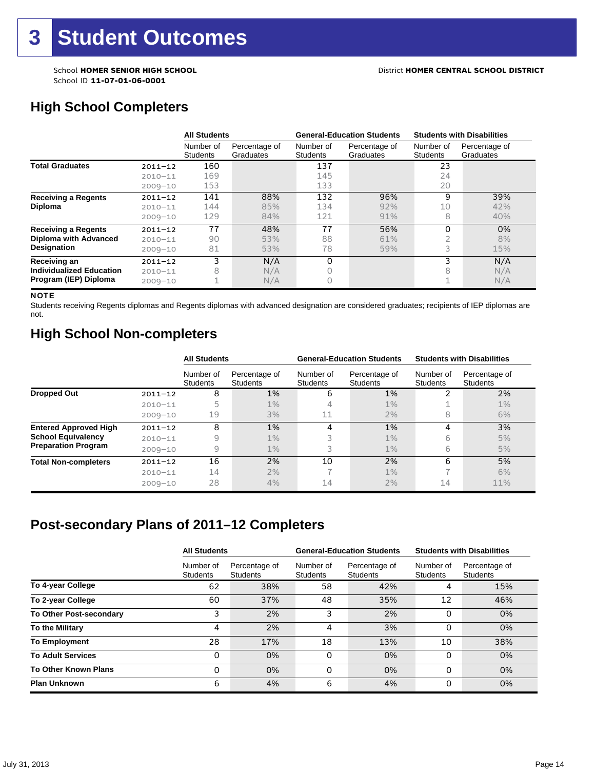# 3 Student Outcomes

School **HOMER SENIOR HIGH SCHOOL**
School ID **11-07-01-06-0001**

District **HOMER CENTRAL SCHOOL DISTRICT**

## High School Completers

| | | All Students | | General-Education Students | | Students with Disabilities | |
|---|---|---|---|---|---|---|---|
| | | Number of Students | Percentage of Graduates | Number of Students | Percentage of Graduates | Number of Students | Percentage of Graduates |
| **Total Graduates** | 2011–12 | 160 | | 137 | | 23 | |
| | 2010–11 | 169 | | 145 | | 24 | |
| | 2009–10 | 153 | | 133 | | 20 | |
| **Receiving a Regents Diploma** | 2011–12 | 141 | 88% | 132 | 96% | 9 | 39% |
| | 2010–11 | 144 | 85% | 134 | 92% | 10 | 42% |
| | 2009–10 | 129 | 84% | 121 | 91% | 8 | 40% |
| **Receiving a Regents Diploma with Advanced Designation** | 2011–12 | 77 | 48% | 77 | 56% | 0 | 0% |
| | 2010–11 | 90 | 53% | 88 | 61% | 2 | 8% |
| | 2009–10 | 81 | 53% | 78 | 59% | 3 | 15% |
| **Receiving an Individualized Education Program (IEP) Diploma** | 2011–12 | 3 | N/A | 0 | | 3 | N/A |
| | 2010–11 | 8 | N/A | 0 | | 8 | N/A |
| | 2009–10 | 1 | N/A | 0 | | 1 | N/A |

**NOTE**

Students receiving Regents diplomas and Regents diplomas with advanced designation are considered graduates; recipients of IEP diplomas are not.

## High School Non-completers

| | | All Students | | General-Education Students | | Students with Disabilities | |
|---|---|---|---|---|---|---|---|
| | | Number of Students | Percentage of Students | Number of Students | Percentage of Students | Number of Students | Percentage of Students |
| **Dropped Out** | 2011–12 | 8 | 1% | 6 | 1% | 2 | 2% |
| | 2010–11 | 5 | 1% | 4 | 1% | 1 | 1% |
| | 2009–10 | 19 | 3% | 11 | 2% | 8 | 6% |
| **Entered Approved High School Equivalency Preparation Program** | 2011–12 | 8 | 1% | 4 | 1% | 4 | 3% |
| | 2010–11 | 9 | 1% | 3 | 1% | 6 | 5% |
| | 2009–10 | 9 | 1% | 3 | 1% | 6 | 5% |
| **Total Non-completers** | 2011–12 | 16 | 2% | 10 | 2% | 6 | 5% |
| | 2010–11 | 14 | 2% | 7 | 1% | 7 | 6% |
| | 2009–10 | 28 | 4% | 14 | 2% | 14 | 11% |

## Post-secondary Plans of 2011–12 Completers

| | All Students | | General-Education Students | | Students with Disabilities | |
|---|---|---|---|---|---|---|
| | Number of Students | Percentage of Students | Number of Students | Percentage of Students | Number of Students | Percentage of Students |
| **To 4-year College** | 62 | 38% | 58 | 42% | 4 | 15% |
| **To 2-year College** | 60 | 37% | 48 | 35% | 12 | 46% |
| **To Other Post-secondary** | 3 | 2% | 3 | 2% | 0 | 0% |
| **To the Military** | 4 | 2% | 4 | 3% | 0 | 0% |
| **To Employment** | 28 | 17% | 18 | 13% | 10 | 38% |
| **To Adult Services** | 0 | 0% | 0 | 0% | 0 | 0% |
| **To Other Known Plans** | 0 | 0% | 0 | 0% | 0 | 0% |
| **Plan Unknown** | 6 | 4% | 6 | 4% | 0 | 0% |

July 31, 2013